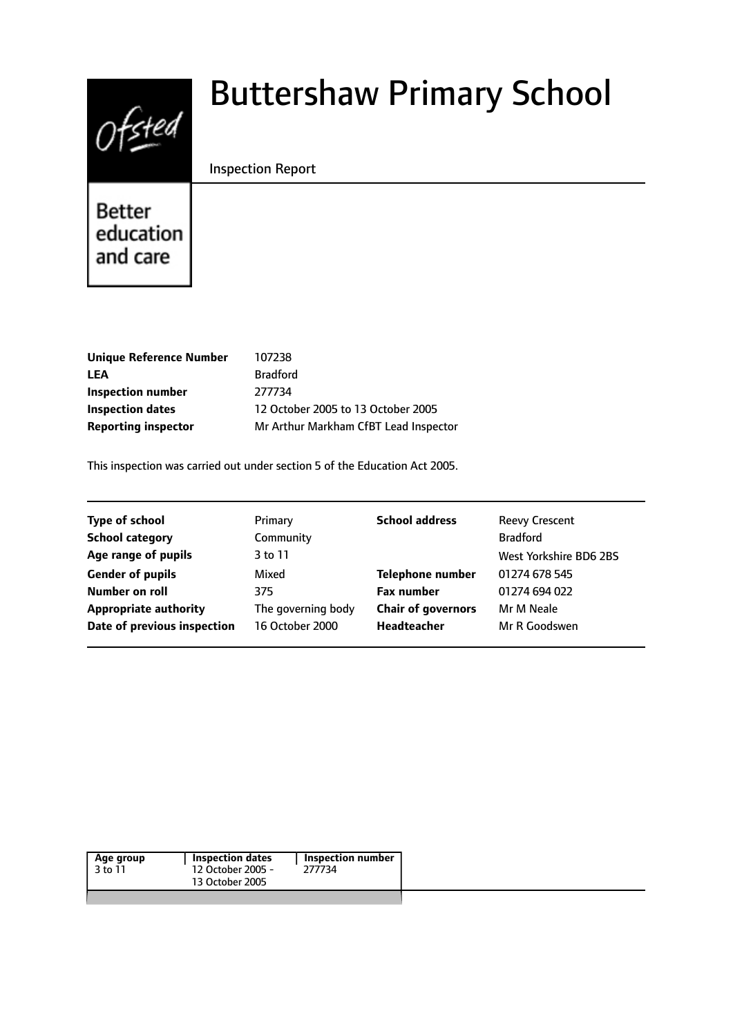Ofsted

Better education and care

# Buttershaw Primary School

Inspection Report

| | |
|---|---|
| **Unique Reference Number** | 107238 |
| **LEA** | Bradford |
| **Inspection number** | 277734 |
| **Inspection dates** | 12 October 2005 to 13 October 2005 |
| **Reporting inspector** | Mr Arthur Markham CfBT Lead Inspector |

This inspection was carried out under section 5 of the Education Act 2005.

| | | | |
|---|---|---|---|
| **Type of school** | Primary | **School address** | Reevy Crescent |
| **School category** | Community | | Bradford |
| **Age range of pupils** | 3 to 11 | | West Yorkshire BD6 2BS |
| **Gender of pupils** | Mixed | **Telephone number** | 01274 678 545 |
| **Number on roll** | 375 | **Fax number** | 01274 694 022 |
| **Appropriate authority** | The governing body | **Chair of governors** | Mr M Neale |
| **Date of previous inspection** | 16 October 2000 | **Headteacher** | Mr R Goodswen |

| Age group | Inspection dates | Inspection number |
|---|---|---|
| 3 to 11 | 12 October 2005 - 13 October 2005 | 277734 |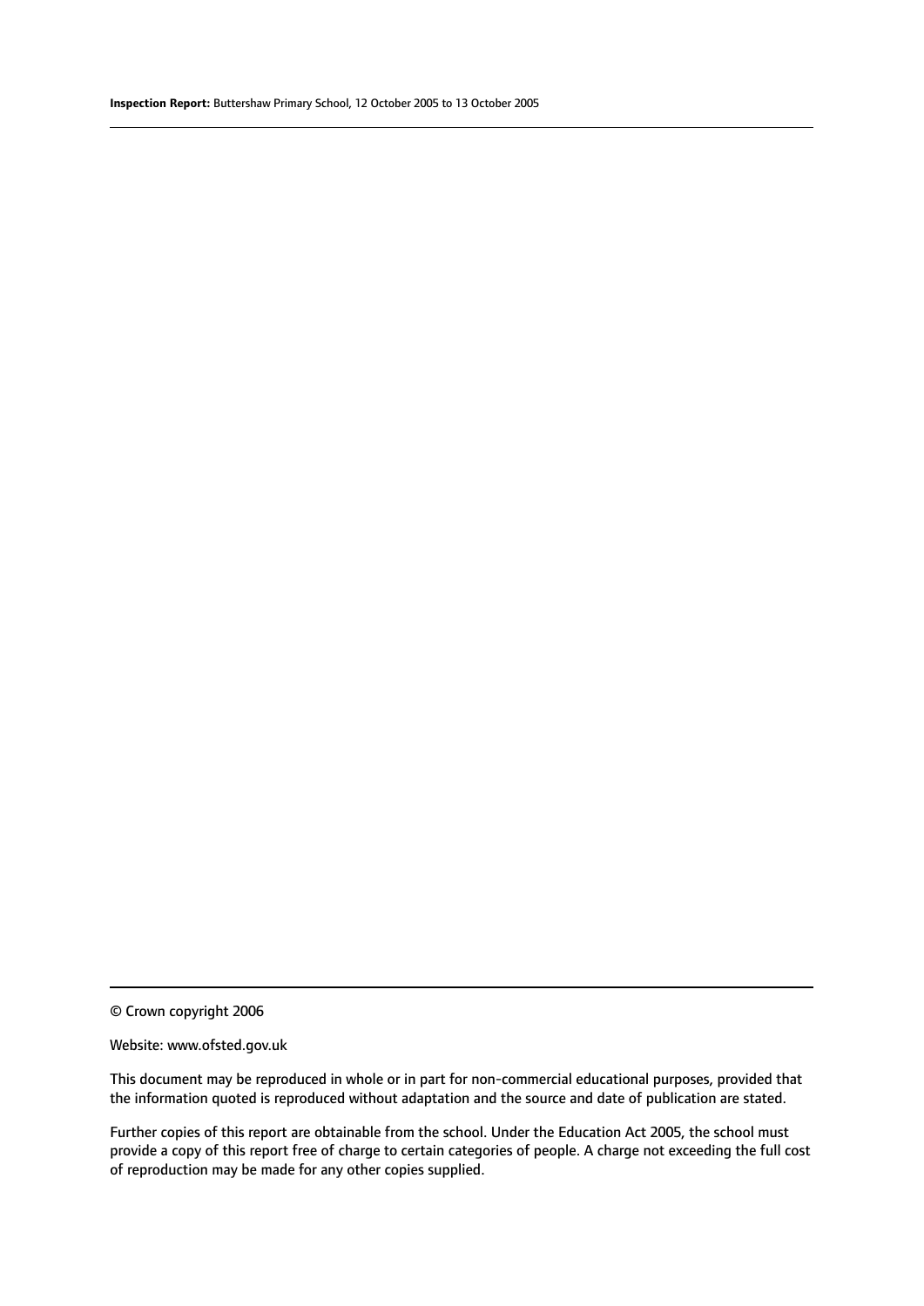© Crown copyright 2006

Website: www.ofsted.gov.uk

This document may be reproduced in whole or in part for non-commercial educational purposes, provided that the information quoted is reproduced without adaptation and the source and date of publication are stated.

Further copies of this report are obtainable from the school. Under the Education Act 2005, the school must provide a copy of this report free of charge to certain categories of people. A charge not exceeding the full cost of reproduction may be made for any other copies supplied.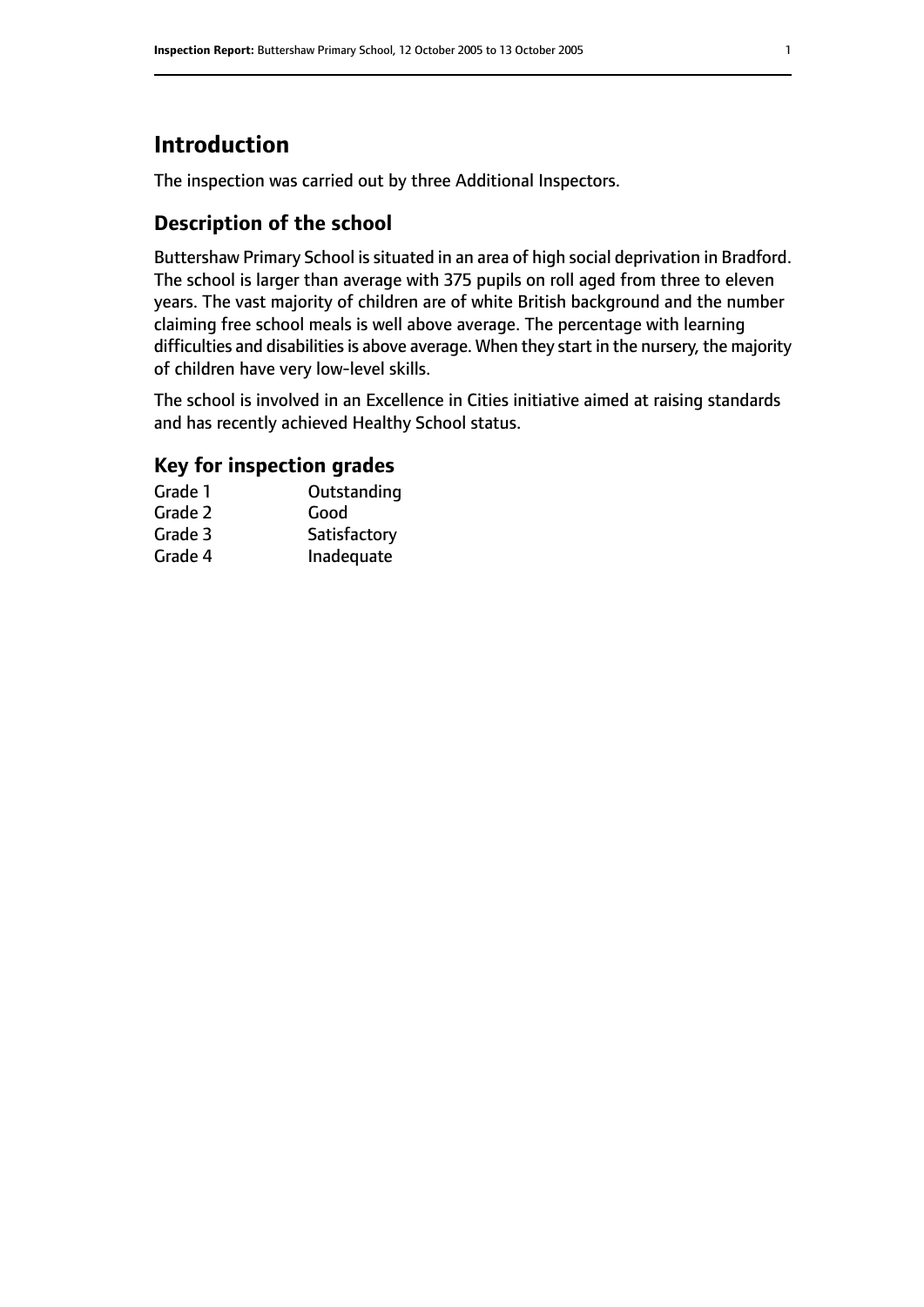# Introduction

The inspection was carried out by three Additional Inspectors.

## Description of the school

Buttershaw Primary School is situated in an area of high social deprivation in Bradford. The school is larger than average with 375 pupils on roll aged from three to eleven years. The vast majority of children are of white British background and the number claiming free school meals is well above average. The percentage with learning difficulties and disabilities is above average. When they start in the nursery, the majority of children have very low-level skills.

The school is involved in an Excellence in Cities initiative aimed at raising standards and has recently achieved Healthy School status.

## Key for inspection grades

| | |
|---|---|
| Grade 1 | Outstanding |
| Grade 2 | Good |
| Grade 3 | Satisfactory |
| Grade 4 | Inadequate |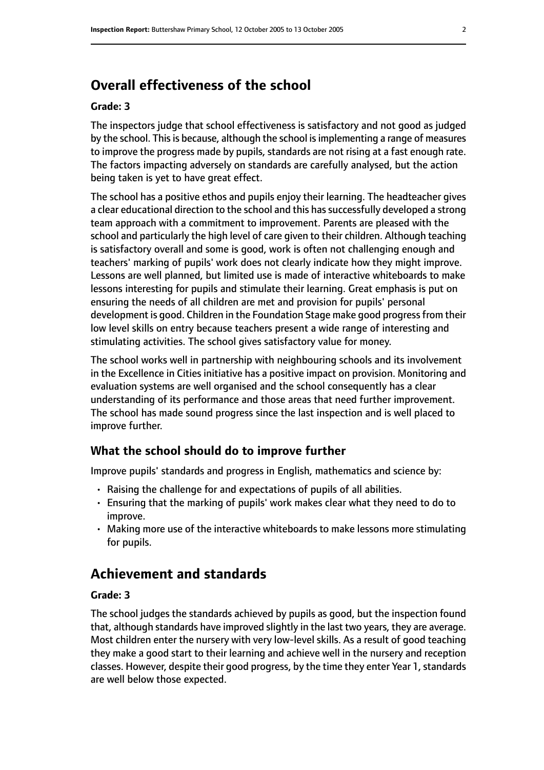## Overall effectiveness of the school

### Grade: 3

The inspectors judge that school effectiveness is satisfactory and not good as judged by the school. This is because, although the school is implementing a range of measures to improve the progress made by pupils, standards are not rising at a fast enough rate. The factors impacting adversely on standards are carefully analysed, but the action being taken is yet to have great effect.

The school has a positive ethos and pupils enjoy their learning. The headteacher gives a clear educational direction to the school and this has successfully developed a strong team approach with a commitment to improvement. Parents are pleased with the school and particularly the high level of care given to their children. Although teaching is satisfactory overall and some is good, work is often not challenging enough and teachers' marking of pupils' work does not clearly indicate how they might improve. Lessons are well planned, but limited use is made of interactive whiteboards to make lessons interesting for pupils and stimulate their learning. Great emphasis is put on ensuring the needs of all children are met and provision for pupils' personal development is good. Children in the Foundation Stage make good progress from their low level skills on entry because teachers present a wide range of interesting and stimulating activities. The school gives satisfactory value for money.

The school works well in partnership with neighbouring schools and its involvement in the Excellence in Cities initiative has a positive impact on provision. Monitoring and evaluation systems are well organised and the school consequently has a clear understanding of its performance and those areas that need further improvement. The school has made sound progress since the last inspection and is well placed to improve further.

### What the school should do to improve further

Improve pupils' standards and progress in English, mathematics and science by:

- Raising the challenge for and expectations of pupils of all abilities.
- Ensuring that the marking of pupils' work makes clear what they need to do to improve.
- Making more use of the interactive whiteboards to make lessons more stimulating for pupils.

## Achievement and standards

### Grade: 3

The school judges the standards achieved by pupils as good, but the inspection found that, although standards have improved slightly in the last two years, they are average. Most children enter the nursery with very low-level skills. As a result of good teaching they make a good start to their learning and achieve well in the nursery and reception classes. However, despite their good progress, by the time they enter Year 1, standards are well below those expected.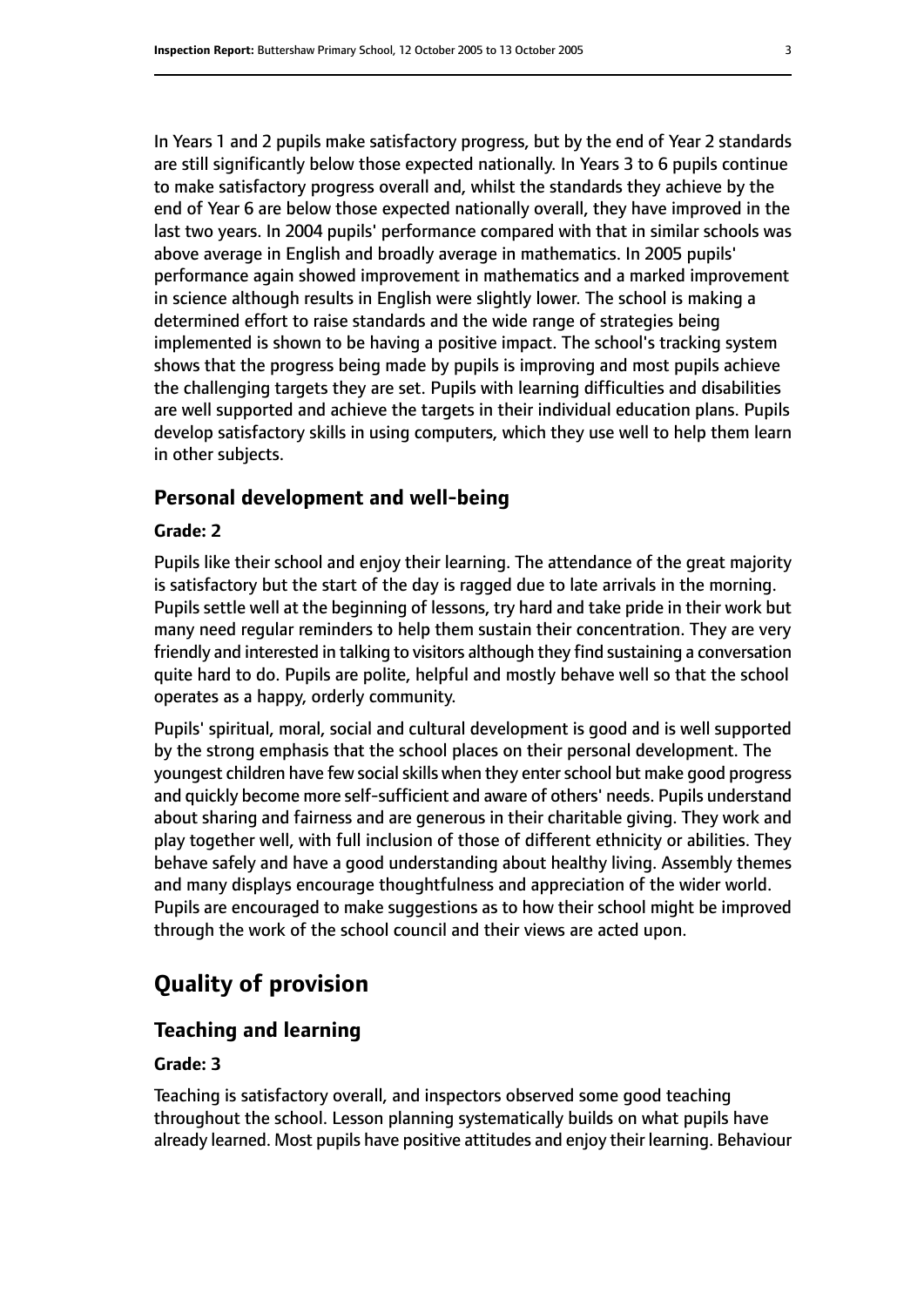In Years 1 and 2 pupils make satisfactory progress, but by the end of Year 2 standards are still significantly below those expected nationally. In Years 3 to 6 pupils continue to make satisfactory progress overall and, whilst the standards they achieve by the end of Year 6 are below those expected nationally overall, they have improved in the last two years. In 2004 pupils' performance compared with that in similar schools was above average in English and broadly average in mathematics. In 2005 pupils' performance again showed improvement in mathematics and a marked improvement in science although results in English were slightly lower. The school is making a determined effort to raise standards and the wide range of strategies being implemented is shown to be having a positive impact. The school's tracking system shows that the progress being made by pupils is improving and most pupils achieve the challenging targets they are set. Pupils with learning difficulties and disabilities are well supported and achieve the targets in their individual education plans. Pupils develop satisfactory skills in using computers, which they use well to help them learn in other subjects.

### Personal development and well-being

#### Grade: 2

Pupils like their school and enjoy their learning. The attendance of the great majority is satisfactory but the start of the day is ragged due to late arrivals in the morning. Pupils settle well at the beginning of lessons, try hard and take pride in their work but many need regular reminders to help them sustain their concentration. They are very friendly and interested in talking to visitors although they find sustaining a conversation quite hard to do. Pupils are polite, helpful and mostly behave well so that the school operates as a happy, orderly community.

Pupils' spiritual, moral, social and cultural development is good and is well supported by the strong emphasis that the school places on their personal development. The youngest children have few social skills when they enter school but make good progress and quickly become more self-sufficient and aware of others' needs. Pupils understand about sharing and fairness and are generous in their charitable giving. They work and play together well, with full inclusion of those of different ethnicity or abilities. They behave safely and have a good understanding about healthy living. Assembly themes and many displays encourage thoughtfulness and appreciation of the wider world. Pupils are encouraged to make suggestions as to how their school might be improved through the work of the school council and their views are acted upon.

## Quality of provision

### Teaching and learning

#### Grade: 3

Teaching is satisfactory overall, and inspectors observed some good teaching throughout the school. Lesson planning systematically builds on what pupils have already learned. Most pupils have positive attitudes and enjoy their learning. Behaviour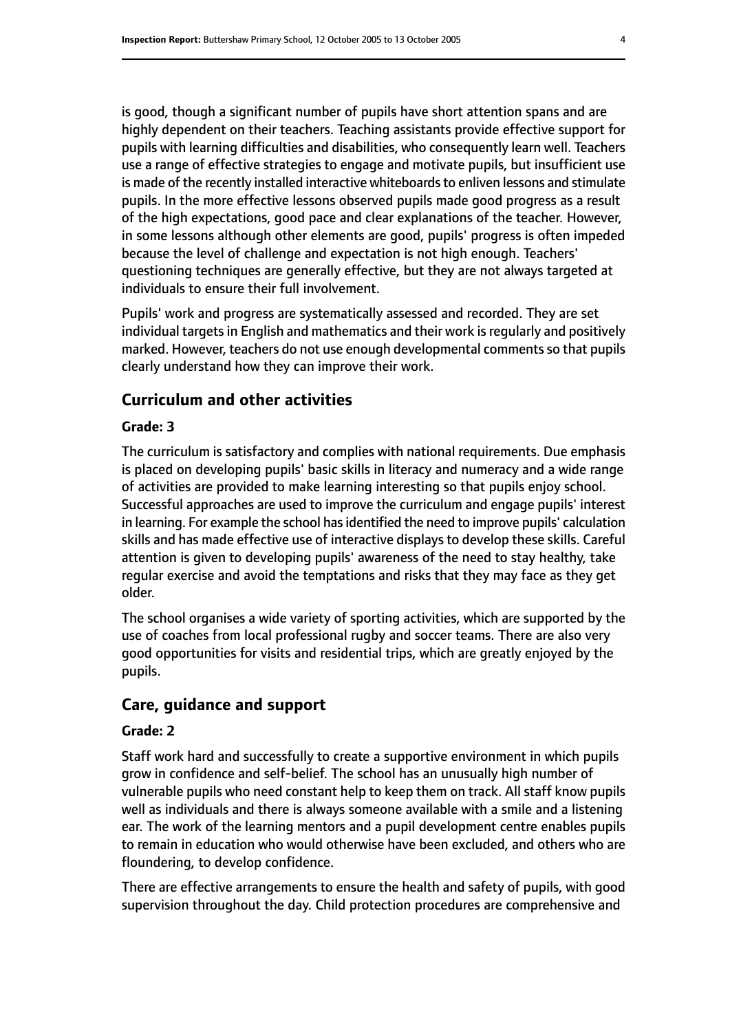is good, though a significant number of pupils have short attention spans and are highly dependent on their teachers. Teaching assistants provide effective support for pupils with learning difficulties and disabilities, who consequently learn well. Teachers use a range of effective strategies to engage and motivate pupils, but insufficient use is made of the recently installed interactive whiteboards to enliven lessons and stimulate pupils. In the more effective lessons observed pupils made good progress as a result of the high expectations, good pace and clear explanations of the teacher. However, in some lessons although other elements are good, pupils' progress is often impeded because the level of challenge and expectation is not high enough. Teachers' questioning techniques are generally effective, but they are not always targeted at individuals to ensure their full involvement.

Pupils' work and progress are systematically assessed and recorded. They are set individual targets in English and mathematics and their work is regularly and positively marked. However, teachers do not use enough developmental comments so that pupils clearly understand how they can improve their work.

## Curriculum and other activities

#### Grade: 3

The curriculum is satisfactory and complies with national requirements. Due emphasis is placed on developing pupils' basic skills in literacy and numeracy and a wide range of activities are provided to make learning interesting so that pupils enjoy school. Successful approaches are used to improve the curriculum and engage pupils' interest in learning. For example the school has identified the need to improve pupils' calculation skills and has made effective use of interactive displays to develop these skills. Careful attention is given to developing pupils' awareness of the need to stay healthy, take regular exercise and avoid the temptations and risks that they may face as they get older.

The school organises a wide variety of sporting activities, which are supported by the use of coaches from local professional rugby and soccer teams. There are also very good opportunities for visits and residential trips, which are greatly enjoyed by the pupils.

## Care, guidance and support

#### Grade: 2

Staff work hard and successfully to create a supportive environment in which pupils grow in confidence and self-belief. The school has an unusually high number of vulnerable pupils who need constant help to keep them on track. All staff know pupils well as individuals and there is always someone available with a smile and a listening ear. The work of the learning mentors and a pupil development centre enables pupils to remain in education who would otherwise have been excluded, and others who are floundering, to develop confidence.

There are effective arrangements to ensure the health and safety of pupils, with good supervision throughout the day. Child protection procedures are comprehensive and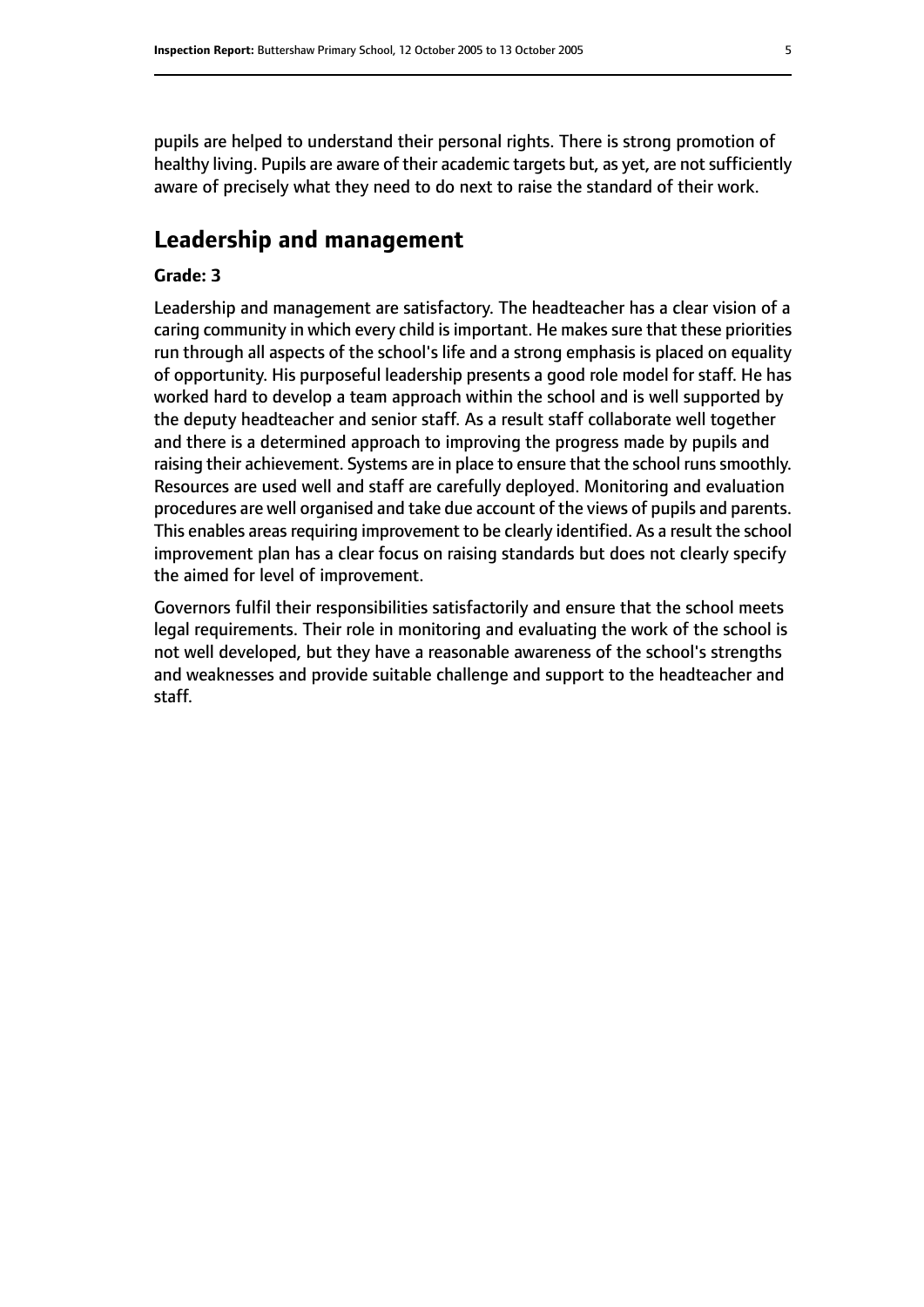pupils are helped to understand their personal rights. There is strong promotion of healthy living. Pupils are aware of their academic targets but, as yet, are not sufficiently aware of precisely what they need to do next to raise the standard of their work.

## Leadership and management

**Grade: 3**

Leadership and management are satisfactory. The headteacher has a clear vision of a caring community in which every child is important. He makes sure that these priorities run through all aspects of the school's life and a strong emphasis is placed on equality of opportunity. His purposeful leadership presents a good role model for staff. He has worked hard to develop a team approach within the school and is well supported by the deputy headteacher and senior staff. As a result staff collaborate well together and there is a determined approach to improving the progress made by pupils and raising their achievement. Systems are in place to ensure that the school runs smoothly. Resources are used well and staff are carefully deployed. Monitoring and evaluation procedures are well organised and take due account of the views of pupils and parents. This enables areas requiring improvement to be clearly identified. As a result the school improvement plan has a clear focus on raising standards but does not clearly specify the aimed for level of improvement.

Governors fulfil their responsibilities satisfactorily and ensure that the school meets legal requirements. Their role in monitoring and evaluating the work of the school is not well developed, but they have a reasonable awareness of the school's strengths and weaknesses and provide suitable challenge and support to the headteacher and staff.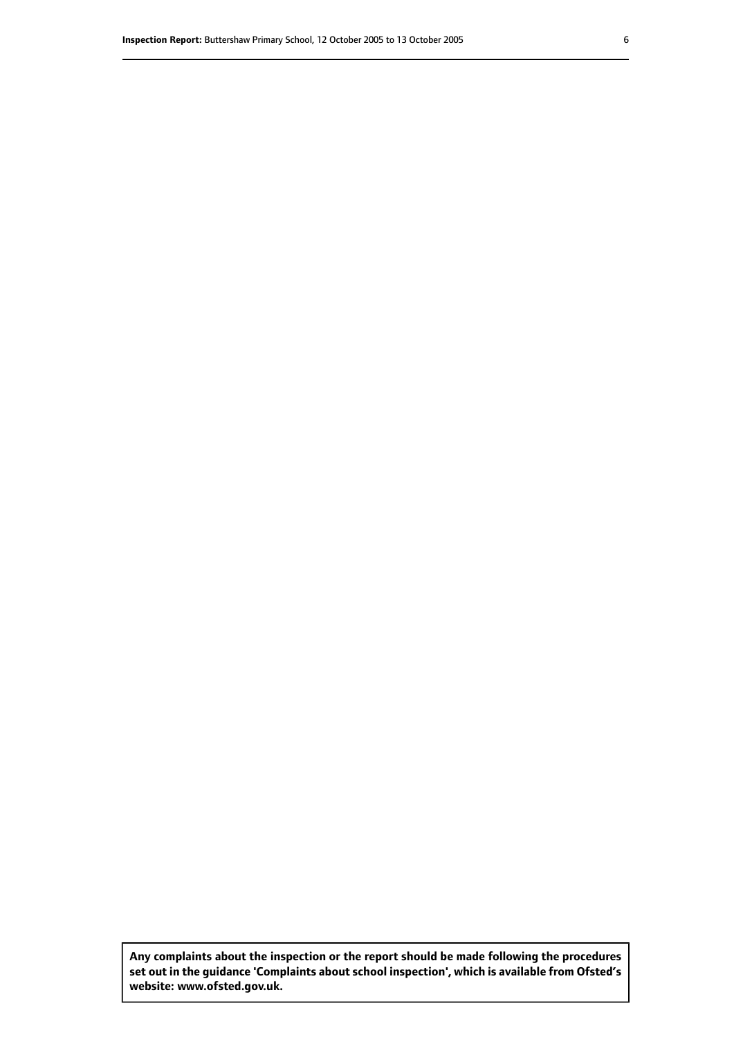**Any complaints about the inspection or the report should be made following the procedures set out in the guidance 'Complaints about school inspection', which is available from Ofsted's website: www.ofsted.gov.uk.**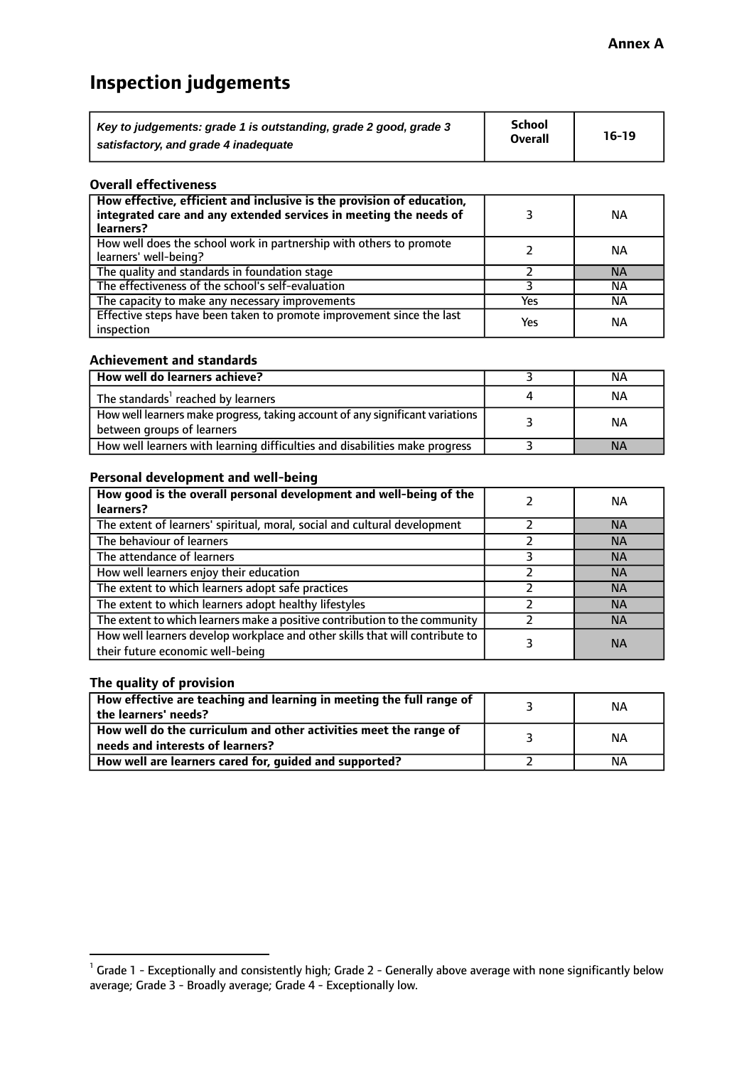**Annex A**

# Inspection judgements

| *Key to judgements: grade 1 is outstanding, grade 2 good, grade 3 satisfactory, and grade 4 inadequate* | School Overall | 16-19 |
|---|---|---|

### Overall effectiveness

| | | |
|---|---|---|
| **How effective, efficient and inclusive is the provision of education, integrated care and any extended services in meeting the needs of learners?** | 3 | NA |
| How well does the school work in partnership with others to promote learners' well-being? | 2 | NA |
| The quality and standards in foundation stage | 2 | NA |
| The effectiveness of the school's self-evaluation | 3 | NA |
| The capacity to make any necessary improvements | Yes | NA |
| Effective steps have been taken to promote improvement since the last inspection | Yes | NA |

### Achievement and standards

| | | |
|---|---|---|
| **How well do learners achieve?** | 3 | NA |
| The standards[1] reached by learners | 4 | NA |
| How well learners make progress, taking account of any significant variations between groups of learners | 3 | NA |
| How well learners with learning difficulties and disabilities make progress | 3 | NA |

### Personal development and well-being

| | | |
|---|---|---|
| **How good is the overall personal development and well-being of the learners?** | 2 | NA |
| The extent of learners' spiritual, moral, social and cultural development | 2 | NA |
| The behaviour of learners | 2 | NA |
| The attendance of learners | 3 | NA |
| How well learners enjoy their education | 2 | NA |
| The extent to which learners adopt safe practices | 2 | NA |
| The extent to which learners adopt healthy lifestyles | 2 | NA |
| The extent to which learners make a positive contribution to the community | 2 | NA |
| How well learners develop workplace and other skills that will contribute to their future economic well-being | 3 | NA |

### The quality of provision

| | | |
|---|---|---|
| **How effective are teaching and learning in meeting the full range of the learners' needs?** | 3 | NA |
| **How well do the curriculum and other activities meet the range of needs and interests of learners?** | 3 | NA |
| **How well are learners cared for, guided and supported?** | 2 | NA |

[1] Grade 1 - Exceptionally and consistently high; Grade 2 - Generally above average with none significantly below average; Grade 3 - Broadly average; Grade 4 - Exceptionally low.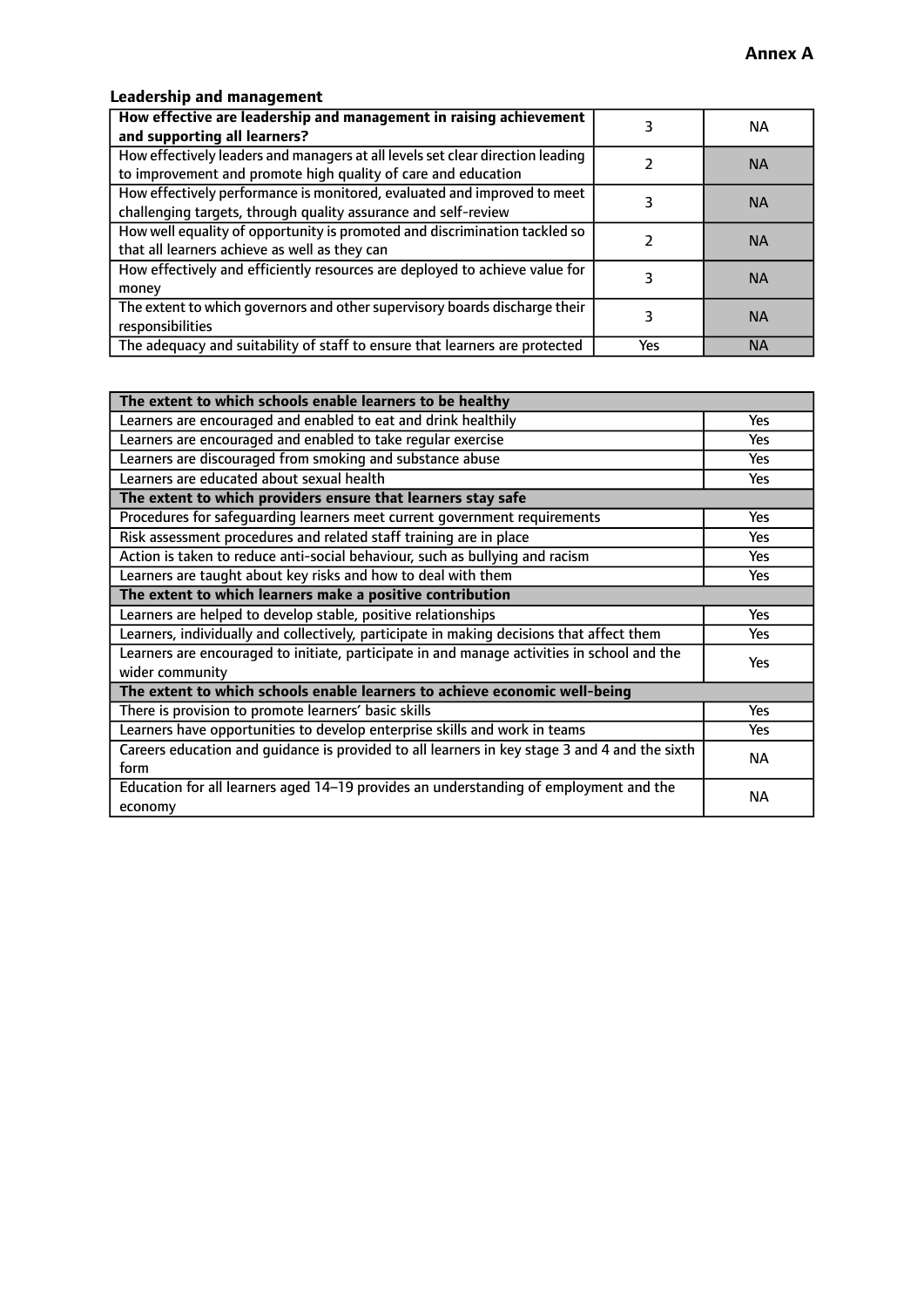**Annex A**

### Leadership and management

| | | |
|---|---|---|
| **How effective are leadership and management in raising achievement and supporting all learners?** | 3 | NA |
| How effectively leaders and managers at all levels set clear direction leading to improvement and promote high quality of care and education | 2 | NA |
| How effectively performance is monitored, evaluated and improved to meet challenging targets, through quality assurance and self-review | 3 | NA |
| How well equality of opportunity is promoted and discrimination tackled so that all learners achieve as well as they can | 2 | NA |
| How effectively and efficiently resources are deployed to achieve value for money | 3 | NA |
| The extent to which governors and other supervisory boards discharge their responsibilities | 3 | NA |
| The adequacy and suitability of staff to ensure that learners are protected | Yes | NA |

| | |
|---|---|
| **The extent to which schools enable learners to be healthy** | |
| Learners are encouraged and enabled to eat and drink healthily | Yes |
| Learners are encouraged and enabled to take regular exercise | Yes |
| Learners are discouraged from smoking and substance abuse | Yes |
| Learners are educated about sexual health | Yes |
| **The extent to which providers ensure that learners stay safe** | |
| Procedures for safeguarding learners meet current government requirements | Yes |
| Risk assessment procedures and related staff training are in place | Yes |
| Action is taken to reduce anti-social behaviour, such as bullying and racism | Yes |
| Learners are taught about key risks and how to deal with them | Yes |
| **The extent to which learners make a positive contribution** | |
| Learners are helped to develop stable, positive relationships | Yes |
| Learners, individually and collectively, participate in making decisions that affect them | Yes |
| Learners are encouraged to initiate, participate in and manage activities in school and the wider community | Yes |
| **The extent to which schools enable learners to achieve economic well-being** | |
| There is provision to promote learners' basic skills | Yes |
| Learners have opportunities to develop enterprise skills and work in teams | Yes |
| Careers education and guidance is provided to all learners in key stage 3 and 4 and the sixth form | NA |
| Education for all learners aged 14–19 provides an understanding of employment and the economy | NA |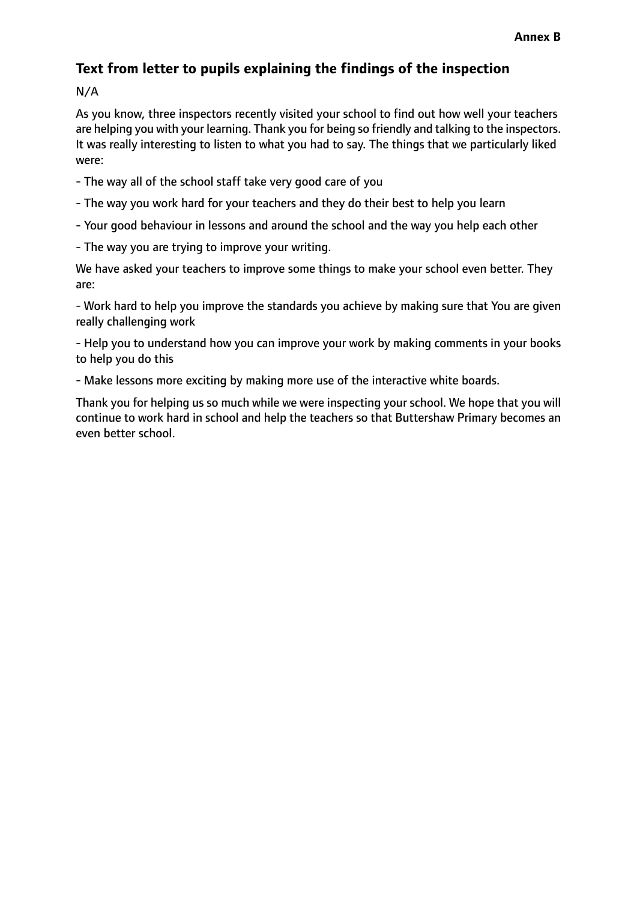Annex B

## Text from letter to pupils explaining the findings of the inspection

N/A

As you know, three inspectors recently visited your school to find out how well your teachers are helping you with your learning. Thank you for being so friendly and talking to the inspectors. It was really interesting to listen to what you had to say. The things that we particularly liked were:

- The way all of the school staff take very good care of you
- The way you work hard for your teachers and they do their best to help you learn
- Your good behaviour in lessons and around the school and the way you help each other
- The way you are trying to improve your writing.

We have asked your teachers to improve some things to make your school even better. They are:

- Work hard to help you improve the standards you achieve by making sure that You are given really challenging work
- Help you to understand how you can improve your work by making comments in your books to help you do this
- Make lessons more exciting by making more use of the interactive white boards.

Thank you for helping us so much while we were inspecting your school. We hope that you will continue to work hard in school and help the teachers so that Buttershaw Primary becomes an even better school.